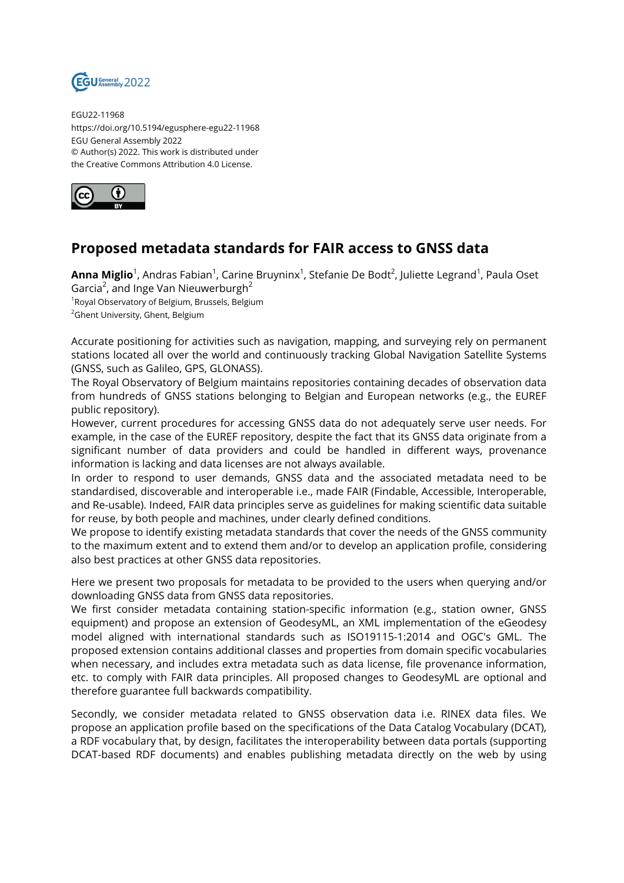EGU22-11968
https://doi.org/10.5194/egusphere-egu22-11968
EGU General Assembly 2022
© Author(s) 2022. This work is distributed under the Creative Commons Attribution 4.0 License.

# Proposed metadata standards for FAIR access to GNSS data

**Anna Miglio**[1], Andras Fabian[1], Carine Bruyninx[1], Stefanie De Bodt[2], Juliette Legrand[1], Paula Oset Garcia[2], and Inge Van Nieuwerburgh[2]

[1]Royal Observatory of Belgium, Brussels, Belgium
[2]Ghent University, Ghent, Belgium

Accurate positioning for activities such as navigation, mapping, and surveying rely on permanent stations located all over the world and continuously tracking Global Navigation Satellite Systems (GNSS, such as Galileo, GPS, GLONASS).
The Royal Observatory of Belgium maintains repositories containing decades of observation data from hundreds of GNSS stations belonging to Belgian and European networks (e.g., the EUREF public repository).
However, current procedures for accessing GNSS data do not adequately serve user needs. For example, in the case of the EUREF repository, despite the fact that its GNSS data originate from a significant number of data providers and could be handled in different ways, provenance information is lacking and data licenses are not always available.
In order to respond to user demands, GNSS data and the associated metadata need to be standardised, discoverable and interoperable i.e., made FAIR (Findable, Accessible, Interoperable, and Re-usable). Indeed, FAIR data principles serve as guidelines for making scientific data suitable for reuse, by both people and machines, under clearly defined conditions.
We propose to identify existing metadata standards that cover the needs of the GNSS community to the maximum extent and to extend them and/or to develop an application profile, considering also best practices at other GNSS data repositories.

Here we present two proposals for metadata to be provided to the users when querying and/or downloading GNSS data from GNSS data repositories.
We first consider metadata containing station-specific information (e.g., station owner, GNSS equipment) and propose an extension of GeodesyML, an XML implementation of the eGeodesy model aligned with international standards such as ISO19115-1:2014 and OGC's GML. The proposed extension contains additional classes and properties from domain specific vocabularies when necessary, and includes extra metadata such as data license, file provenance information, etc. to comply with FAIR data principles. All proposed changes to GeodesyML are optional and therefore guarantee full backwards compatibility.

Secondly, we consider metadata related to GNSS observation data i.e. RINEX data files. We propose an application profile based on the specifications of the Data Catalog Vocabulary (DCAT), a RDF vocabulary that, by design, facilitates the interoperability between data portals (supporting DCAT-based RDF documents) and enables publishing metadata directly on the web by using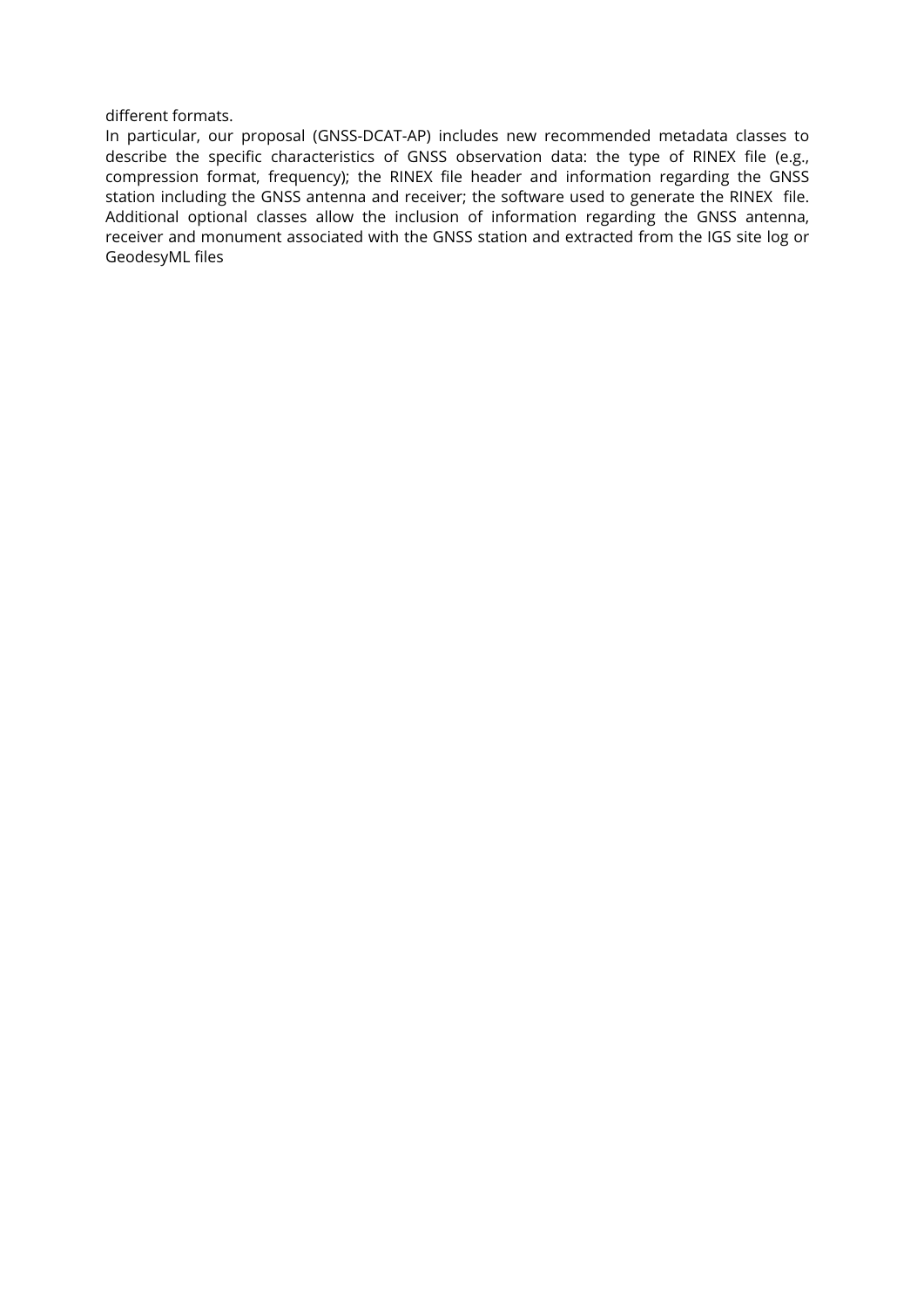different formats.

In particular, our proposal (GNSS-DCAT-AP) includes new recommended metadata classes to describe the specific characteristics of GNSS observation data: the type of RINEX file (e.g., compression format, frequency); the RINEX file header and information regarding the GNSS station including the GNSS antenna and receiver; the software used to generate the RINEX file. Additional optional classes allow the inclusion of information regarding the GNSS antenna, receiver and monument associated with the GNSS station and extracted from the IGS site log or GeodesyML files